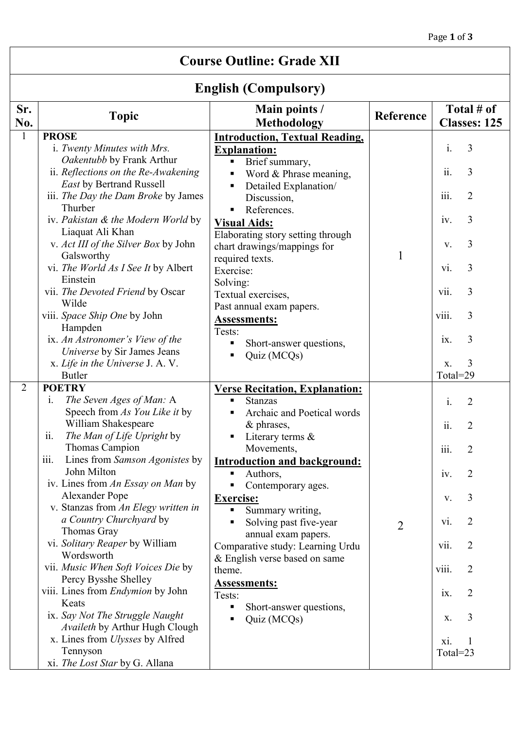# Course Outline: Grade XII

## English (Compulsory)

| Sr. No. | Topic | Main points / Methodology | Reference | Total # of Classes: 125 |
|---|---|---|---|---|
| 1 | **PROSE**<br>i. *Twenty Minutes with Mrs. Oakentubb* by Frank Arthur<br>ii. *Reflections on the Re-Awakening East* by Bertrand Russell<br>iii. *The Day the Dam Broke* by James Thurber<br>iv. *Pakistan & the Modern World* by Liaquat Ali Khan<br>v. *Act III of the Silver Box* by John Galsworthy<br>vi. *The World As I See It* by Albert Einstein<br>vii. *The Devoted Friend* by Oscar Wilde<br>viii. *Space Ship One* by John Hampden<br>ix. *An Astronomer's View of the Universe* by Sir James Jeans<br>x. *Life in the Universe* J. A. V. Butler | **Introduction, Textual Reading, Explanation:**<br>▪ Brief summary,<br>▪ Word & Phrase meaning,<br>▪ Detailed Explanation/ Discussion,<br>▪ References.<br>**Visual Aids:**<br>Elaborating story setting through chart drawings/mappings for required texts.<br>Exercise:<br>Solving:<br>Textual exercises,<br>Past annual exam papers.<br>**Assessments:**<br>Tests:<br>▪ Short-answer questions,<br>▪ Quiz (MCQs) | 1 | i. 3<br>ii. 3<br>iii. 2<br>iv. 3<br>v. 3<br>vi. 3<br>vii. 3<br>viii. 3<br>ix. 3<br>x. 3<br>Total=29 |
| 2 | **POETRY**<br>i. *The Seven Ages of Man:* A Speech from *As You Like it* by William Shakespeare<br>ii. *The Man of Life Upright* by Thomas Campion<br>iii. Lines from *Samson Agonistes* by John Milton<br>iv. Lines from *An Essay on Man* by Alexander Pope<br>v. Stanzas from *An Elegy written in a Country Churchyard* by Thomas Gray<br>vi. *Solitary Reaper* by William Wordsworth<br>vii. *Music When Soft Voices Die* by Percy Bysshe Shelley<br>viii. Lines from *Endymion* by John Keats<br>ix. *Say Not The Struggle Naught Availeth* by Arthur Hugh Clough<br>x. Lines from *Ulysses* by Alfred Tennyson<br>xi. *The Lost Star* by G. Allana | **Verse Recitation, Explanation:**<br>▪ Stanzas<br>▪ Archaic and Poetical words & phrases,<br>▪ Literary terms & Movements,<br>**Introduction and background:**<br>▪ Authors,<br>▪ Contemporary ages.<br>**Exercise:**<br>▪ Summary writing,<br>▪ Solving past five-year annual exam papers.<br>Comparative study: Learning Urdu & English verse based on same theme.<br>**Assessments:**<br>Tests:<br>▪ Short-answer questions,<br>▪ Quiz (MCQs) | 2 | i. 2<br>ii. 2<br>iii. 2<br>iv. 2<br>v. 3<br>vi. 2<br>vii. 2<br>viii. 2<br>ix. 2<br>x. 3<br>xi. 1<br>Total=23 |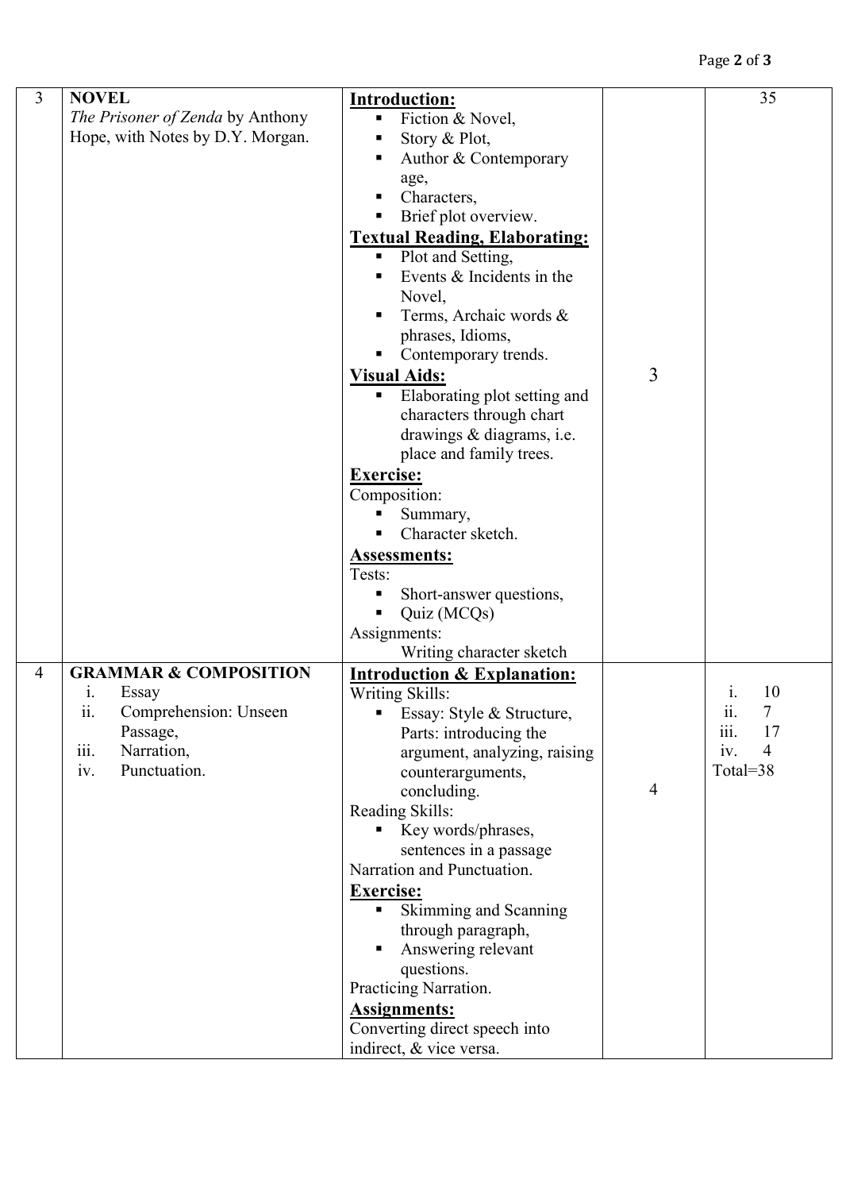| 3 | **NOVEL**<br>*The Prisoner of Zenda* by Anthony Hope, with Notes by D.Y. Morgan. | **Introduction:**<br>▪ Fiction & Novel,<br>▪ Story & Plot,<br>▪ Author & Contemporary age,<br>▪ Characters,<br>▪ Brief plot overview.<br>**Textual Reading, Elaborating:**<br>▪ Plot and Setting,<br>▪ Events & Incidents in the Novel,<br>▪ Terms, Archaic words & phrases, Idioms,<br>▪ Contemporary trends.<br>**Visual Aids:**<br>▪ Elaborating plot setting and characters through chart drawings & diagrams, i.e. place and family trees.<br>**Exercise:**<br>Composition:<br>▪ Summary,<br>▪ Character sketch.<br>**Assessments:**<br>Tests:<br>▪ Short-answer questions,<br>▪ Quiz (MCQs)<br>Assignments:<br>Writing character sketch | 3 | 35 |
|---|---|---|---|---|
| 4 | **GRAMMAR & COMPOSITION**<br>i. Essay<br>ii. Comprehension: Unseen Passage,<br>iii. Narration,<br>iv. Punctuation. | **Introduction & Explanation:**<br>Writing Skills:<br>▪ Essay: Style & Structure, Parts: introducing the argument, analyzing, raising counterarguments, concluding.<br>Reading Skills:<br>▪ Key words/phrases, sentences in a passage<br>Narration and Punctuation.<br>**Exercise:**<br>▪ Skimming and Scanning through paragraph,<br>▪ Answering relevant questions.<br>Practicing Narration.<br>**Assignments:**<br>Converting direct speech into indirect, & vice versa. | 4 | i. 10<br>ii. 7<br>iii. 17<br>iv. 4<br>Total=38 |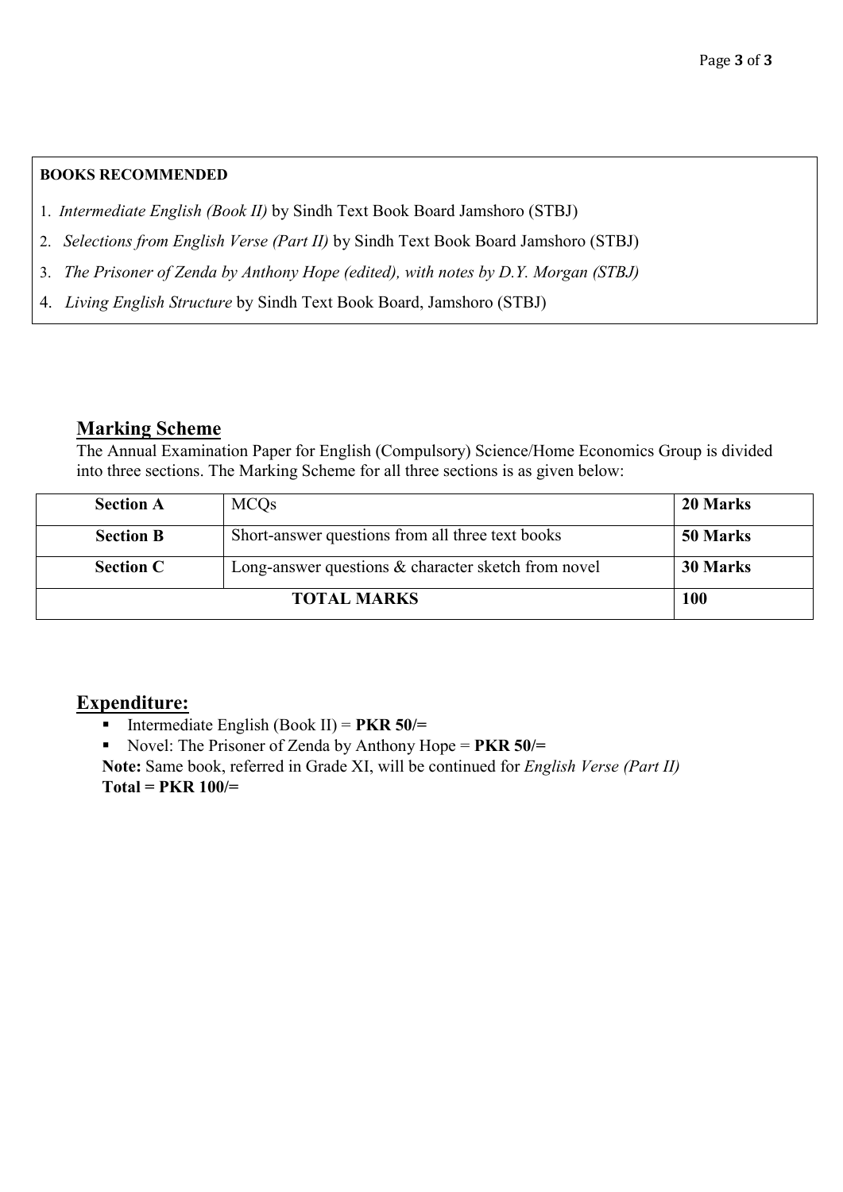**BOOKS RECOMMENDED**

1. *Intermediate English (Book II)* by Sindh Text Book Board Jamshoro (STBJ)
2. *Selections from English Verse (Part II)* by Sindh Text Book Board Jamshoro (STBJ)
3. *The Prisoner of Zenda by Anthony Hope (edited), with notes by D.Y. Morgan (STBJ)*
4. *Living English Structure* by Sindh Text Book Board, Jamshoro (STBJ)

## Marking Scheme

The Annual Examination Paper for English (Compulsory) Science/Home Economics Group is divided into three sections. The Marking Scheme for all three sections is as given below:

| | | |
|---|---|---|
| **Section A** | MCQs | **20 Marks** |
| **Section B** | Short-answer questions from all three text books | **50 Marks** |
| **Section C** | Long-answer questions & character sketch from novel | **30 Marks** |
| **TOTAL MARKS** | | **100** |

## Expenditure:

- Intermediate English (Book II) = **PKR 50/=**
- Novel: The Prisoner of Zenda by Anthony Hope = **PKR 50/=**

**Note:** Same book, referred in Grade XI, will be continued for *English Verse (Part II)*

**Total = PKR 100/=**